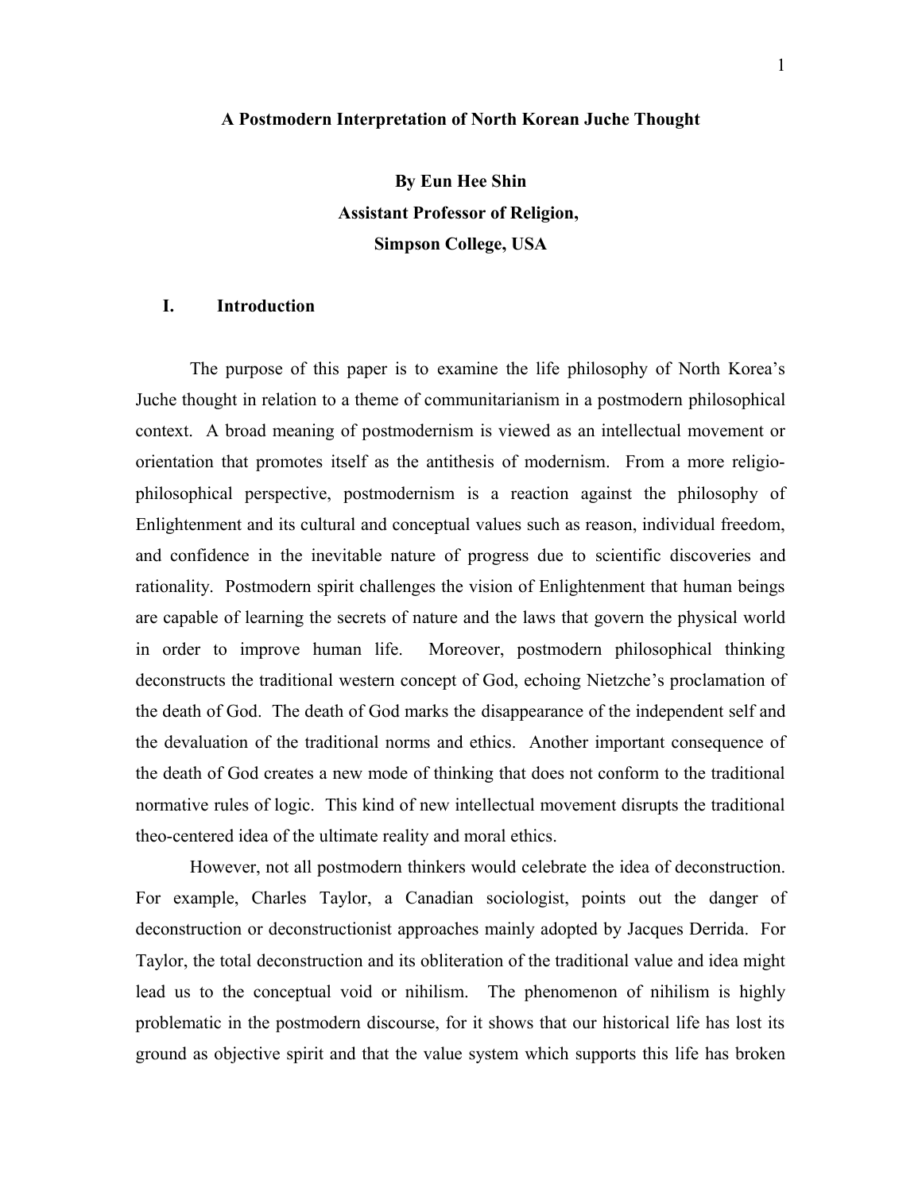# A Postmodern Interpretation of North Korean Juche Thought

**By Eun Hee Shin**
**Assistant Professor of Religion,**
**Simpson College, USA**

## I. Introduction

The purpose of this paper is to examine the life philosophy of North Korea's Juche thought in relation to a theme of communitarianism in a postmodern philosophical context. A broad meaning of postmodernism is viewed as an intellectual movement or orientation that promotes itself as the antithesis of modernism. From a more religio-philosophical perspective, postmodernism is a reaction against the philosophy of Enlightenment and its cultural and conceptual values such as reason, individual freedom, and confidence in the inevitable nature of progress due to scientific discoveries and rationality. Postmodern spirit challenges the vision of Enlightenment that human beings are capable of learning the secrets of nature and the laws that govern the physical world in order to improve human life. Moreover, postmodern philosophical thinking deconstructs the traditional western concept of God, echoing Nietzche's proclamation of the death of God. The death of God marks the disappearance of the independent self and the devaluation of the traditional norms and ethics. Another important consequence of the death of God creates a new mode of thinking that does not conform to the traditional normative rules of logic. This kind of new intellectual movement disrupts the traditional theo-centered idea of the ultimate reality and moral ethics.

However, not all postmodern thinkers would celebrate the idea of deconstruction. For example, Charles Taylor, a Canadian sociologist, points out the danger of deconstruction or deconstructionist approaches mainly adopted by Jacques Derrida. For Taylor, the total deconstruction and its obliteration of the traditional value and idea might lead us to the conceptual void or nihilism. The phenomenon of nihilism is highly problematic in the postmodern discourse, for it shows that our historical life has lost its ground as objective spirit and that the value system which supports this life has broken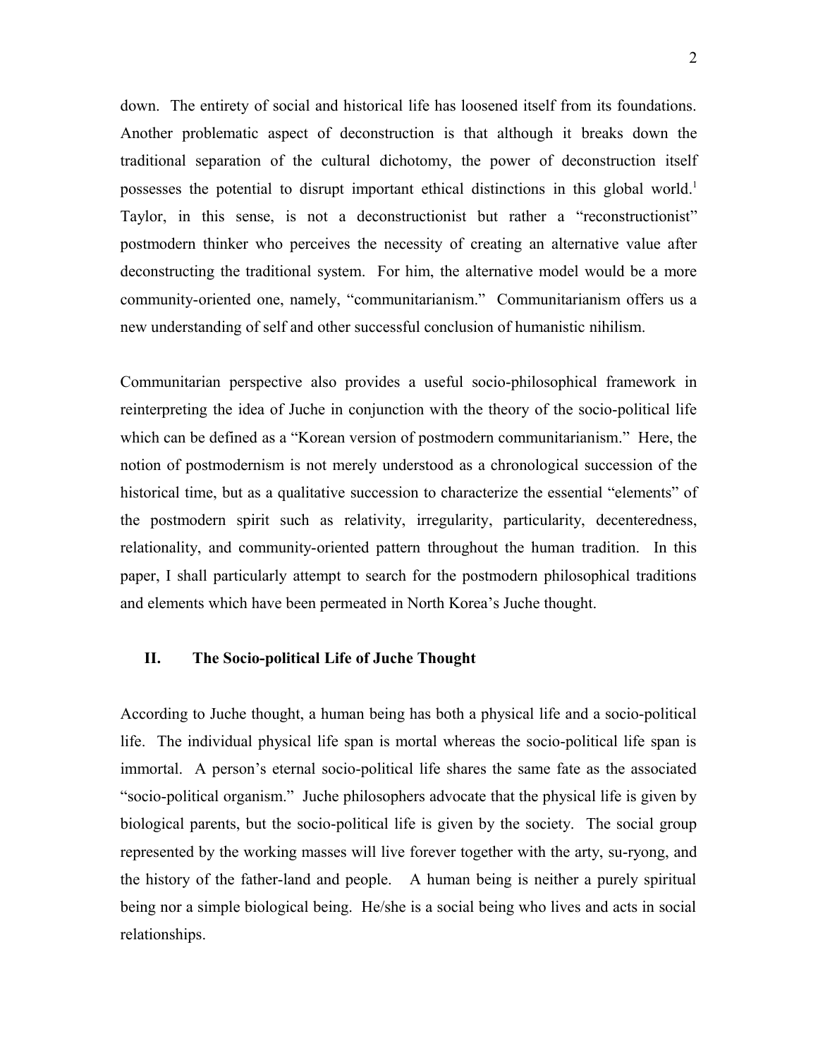down. The entirety of social and historical life has loosened itself from its foundations. Another problematic aspect of deconstruction is that although it breaks down the traditional separation of the cultural dichotomy, the power of deconstruction itself possesses the potential to disrupt important ethical distinctions in this global world.[1] Taylor, in this sense, is not a deconstructionist but rather a "reconstructionist" postmodern thinker who perceives the necessity of creating an alternative value after deconstructing the traditional system. For him, the alternative model would be a more community-oriented one, namely, "communitarianism." Communitarianism offers us a new understanding of self and other successful conclusion of humanistic nihilism.

Communitarian perspective also provides a useful socio-philosophical framework in reinterpreting the idea of Juche in conjunction with the theory of the socio-political life which can be defined as a "Korean version of postmodern communitarianism." Here, the notion of postmodernism is not merely understood as a chronological succession of the historical time, but as a qualitative succession to characterize the essential "elements" of the postmodern spirit such as relativity, irregularity, particularity, decenteredness, relationality, and community-oriented pattern throughout the human tradition. In this paper, I shall particularly attempt to search for the postmodern philosophical traditions and elements which have been permeated in North Korea's Juche thought.

## II. The Socio-political Life of Juche Thought

According to Juche thought, a human being has both a physical life and a socio-political life. The individual physical life span is mortal whereas the socio-political life span is immortal. A person's eternal socio-political life shares the same fate as the associated "socio-political organism." Juche philosophers advocate that the physical life is given by biological parents, but the socio-political life is given by the society. The social group represented by the working masses will live forever together with the arty, su-ryong, and the history of the father-land and people. A human being is neither a purely spiritual being nor a simple biological being. He/she is a social being who lives and acts in social relationships.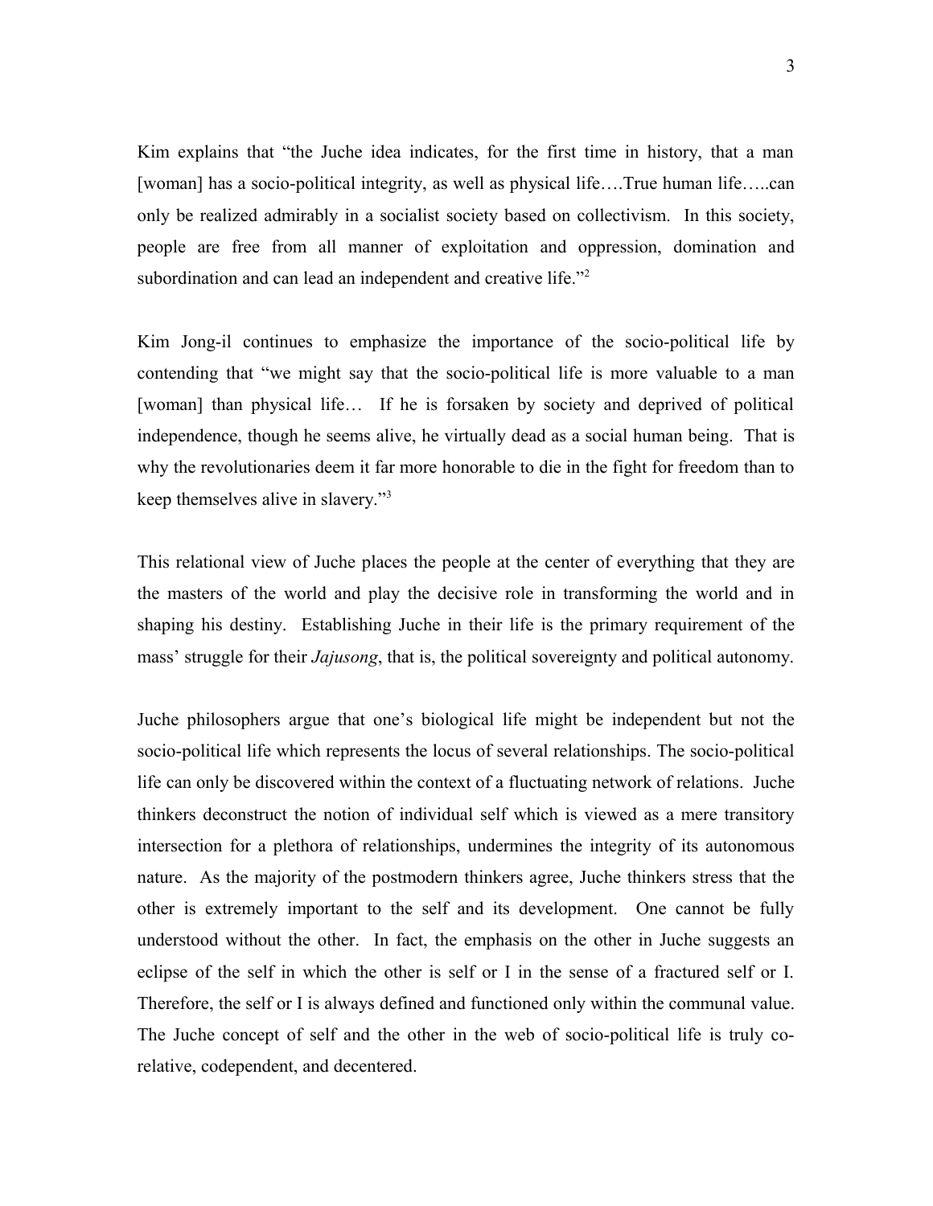Kim explains that "the Juche idea indicates, for the first time in history, that a man [woman] has a socio-political integrity, as well as physical life….True human life…..can only be realized admirably in a socialist society based on collectivism. In this society, people are free from all manner of exploitation and oppression, domination and subordination and can lead an independent and creative life."[2]

Kim Jong-il continues to emphasize the importance of the socio-political life by contending that "we might say that the socio-political life is more valuable to a man [woman] than physical life… If he is forsaken by society and deprived of political independence, though he seems alive, he virtually dead as a social human being. That is why the revolutionaries deem it far more honorable to die in the fight for freedom than to keep themselves alive in slavery."[3]

This relational view of Juche places the people at the center of everything that they are the masters of the world and play the decisive role in transforming the world and in shaping his destiny. Establishing Juche in their life is the primary requirement of the mass' struggle for their *Jajusong*, that is, the political sovereignty and political autonomy.

Juche philosophers argue that one's biological life might be independent but not the socio-political life which represents the locus of several relationships. The socio-political life can only be discovered within the context of a fluctuating network of relations. Juche thinkers deconstruct the notion of individual self which is viewed as a mere transitory intersection for a plethora of relationships, undermines the integrity of its autonomous nature. As the majority of the postmodern thinkers agree, Juche thinkers stress that the other is extremely important to the self and its development. One cannot be fully understood without the other. In fact, the emphasis on the other in Juche suggests an eclipse of the self in which the other is self or I in the sense of a fractured self or I. Therefore, the self or I is always defined and functioned only within the communal value. The Juche concept of self and the other in the web of socio-political life is truly co-relative, codependent, and decentered.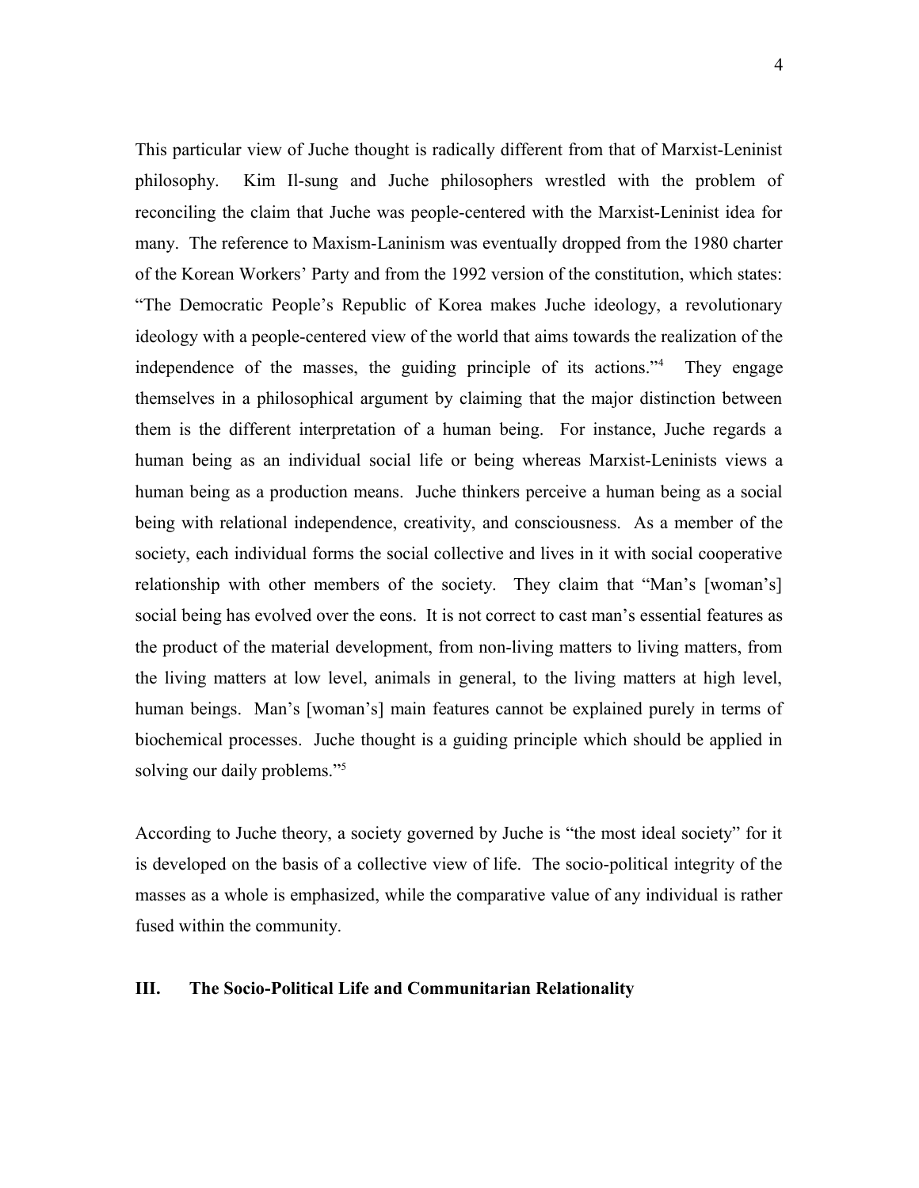This particular view of Juche thought is radically different from that of Marxist-Leninist philosophy. Kim Il-sung and Juche philosophers wrestled with the problem of reconciling the claim that Juche was people-centered with the Marxist-Leninist idea for many. The reference to Maxism-Laninism was eventually dropped from the 1980 charter of the Korean Workers' Party and from the 1992 version of the constitution, which states: "The Democratic People's Republic of Korea makes Juche ideology, a revolutionary ideology with a people-centered view of the world that aims towards the realization of the independence of the masses, the guiding principle of its actions."[4] They engage themselves in a philosophical argument by claiming that the major distinction between them is the different interpretation of a human being. For instance, Juche regards a human being as an individual social life or being whereas Marxist-Leninists views a human being as a production means. Juche thinkers perceive a human being as a social being with relational independence, creativity, and consciousness. As a member of the society, each individual forms the social collective and lives in it with social cooperative relationship with other members of the society. They claim that "Man's [woman's] social being has evolved over the eons. It is not correct to cast man's essential features as the product of the material development, from non-living matters to living matters, from the living matters at low level, animals in general, to the living matters at high level, human beings. Man's [woman's] main features cannot be explained purely in terms of biochemical processes. Juche thought is a guiding principle which should be applied in solving our daily problems."[5]

According to Juche theory, a society governed by Juche is "the most ideal society" for it is developed on the basis of a collective view of life. The socio-political integrity of the masses as a whole is emphasized, while the comparative value of any individual is rather fused within the community.

## III. The Socio-Political Life and Communitarian Relationality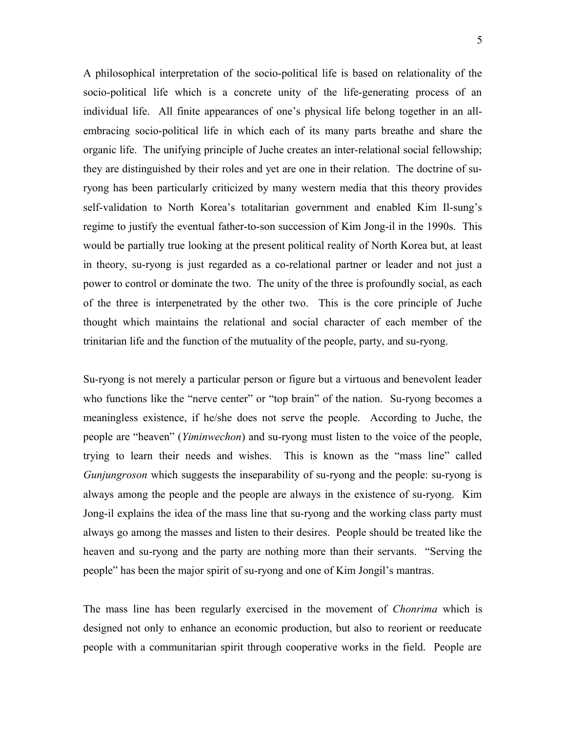A philosophical interpretation of the socio-political life is based on relationality of the socio-political life which is a concrete unity of the life-generating process of an individual life. All finite appearances of one's physical life belong together in an all-embracing socio-political life in which each of its many parts breathe and share the organic life. The unifying principle of Juche creates an inter-relational social fellowship; they are distinguished by their roles and yet are one in their relation. The doctrine of su-ryong has been particularly criticized by many western media that this theory provides self-validation to North Korea's totalitarian government and enabled Kim Il-sung's regime to justify the eventual father-to-son succession of Kim Jong-il in the 1990s. This would be partially true looking at the present political reality of North Korea but, at least in theory, su-ryong is just regarded as a co-relational partner or leader and not just a power to control or dominate the two. The unity of the three is profoundly social, as each of the three is interpenetrated by the other two. This is the core principle of Juche thought which maintains the relational and social character of each member of the trinitarian life and the function of the mutuality of the people, party, and su-ryong.

Su-ryong is not merely a particular person or figure but a virtuous and benevolent leader who functions like the "nerve center" or "top brain" of the nation. Su-ryong becomes a meaningless existence, if he/she does not serve the people. According to Juche, the people are "heaven" (*Yiminwechon*) and su-ryong must listen to the voice of the people, trying to learn their needs and wishes. This is known as the "mass line" called *Gunjungroson* which suggests the inseparability of su-ryong and the people: su-ryong is always among the people and the people are always in the existence of su-ryong. Kim Jong-il explains the idea of the mass line that su-ryong and the working class party must always go among the masses and listen to their desires. People should be treated like the heaven and su-ryong and the party are nothing more than their servants. "Serving the people" has been the major spirit of su-ryong and one of Kim Jongil's mantras.

The mass line has been regularly exercised in the movement of *Chonrima* which is designed not only to enhance an economic production, but also to reorient or reeducate people with a communitarian spirit through cooperative works in the field. People are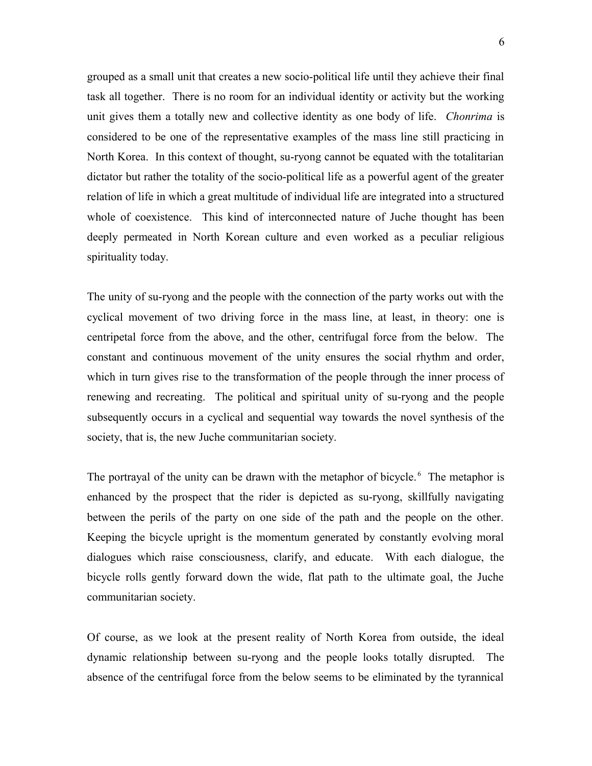grouped as a small unit that creates a new socio-political life until they achieve their final task all together. There is no room for an individual identity or activity but the working unit gives them a totally new and collective identity as one body of life. *Chonrima* is considered to be one of the representative examples of the mass line still practicing in North Korea. In this context of thought, su-ryong cannot be equated with the totalitarian dictator but rather the totality of the socio-political life as a powerful agent of the greater relation of life in which a great multitude of individual life are integrated into a structured whole of coexistence. This kind of interconnected nature of Juche thought has been deeply permeated in North Korean culture and even worked as a peculiar religious spirituality today.

The unity of su-ryong and the people with the connection of the party works out with the cyclical movement of two driving force in the mass line, at least, in theory: one is centripetal force from the above, and the other, centrifugal force from the below. The constant and continuous movement of the unity ensures the social rhythm and order, which in turn gives rise to the transformation of the people through the inner process of renewing and recreating. The political and spiritual unity of su-ryong and the people subsequently occurs in a cyclical and sequential way towards the novel synthesis of the society, that is, the new Juche communitarian society.

The portrayal of the unity can be drawn with the metaphor of bicycle.[6] The metaphor is enhanced by the prospect that the rider is depicted as su-ryong, skillfully navigating between the perils of the party on one side of the path and the people on the other. Keeping the bicycle upright is the momentum generated by constantly evolving moral dialogues which raise consciousness, clarify, and educate. With each dialogue, the bicycle rolls gently forward down the wide, flat path to the ultimate goal, the Juche communitarian society.

Of course, as we look at the present reality of North Korea from outside, the ideal dynamic relationship between su-ryong and the people looks totally disrupted. The absence of the centrifugal force from the below seems to be eliminated by the tyrannical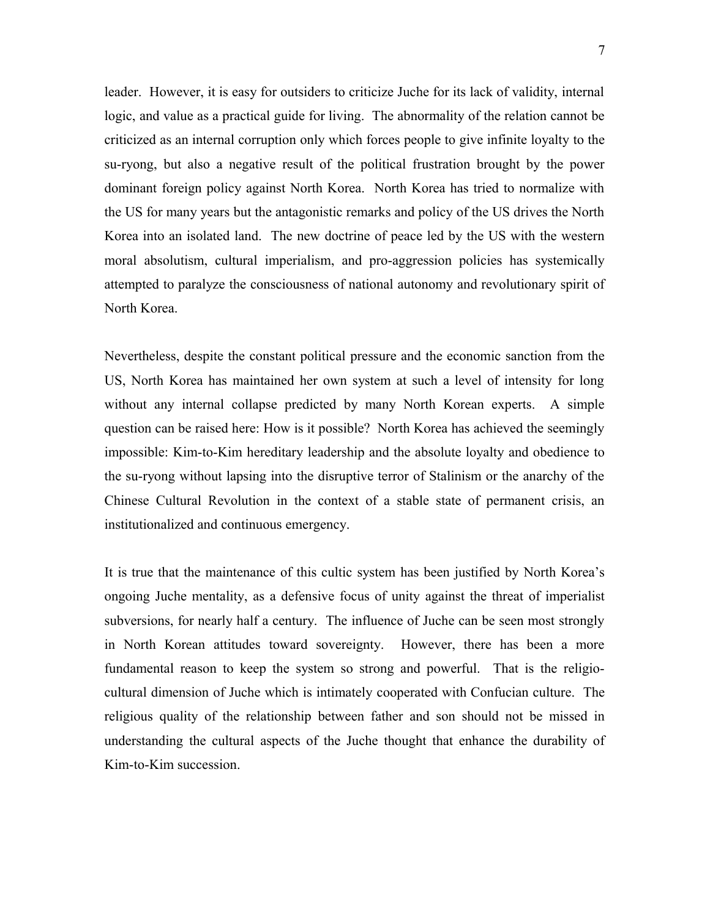leader. However, it is easy for outsiders to criticize Juche for its lack of validity, internal logic, and value as a practical guide for living. The abnormality of the relation cannot be criticized as an internal corruption only which forces people to give infinite loyalty to the su-ryong, but also a negative result of the political frustration brought by the power dominant foreign policy against North Korea. North Korea has tried to normalize with the US for many years but the antagonistic remarks and policy of the US drives the North Korea into an isolated land. The new doctrine of peace led by the US with the western moral absolutism, cultural imperialism, and pro-aggression policies has systemically attempted to paralyze the consciousness of national autonomy and revolutionary spirit of North Korea.

Nevertheless, despite the constant political pressure and the economic sanction from the US, North Korea has maintained her own system at such a level of intensity for long without any internal collapse predicted by many North Korean experts. A simple question can be raised here: How is it possible? North Korea has achieved the seemingly impossible: Kim-to-Kim hereditary leadership and the absolute loyalty and obedience to the su-ryong without lapsing into the disruptive terror of Stalinism or the anarchy of the Chinese Cultural Revolution in the context of a stable state of permanent crisis, an institutionalized and continuous emergency.

It is true that the maintenance of this cultic system has been justified by North Korea's ongoing Juche mentality, as a defensive focus of unity against the threat of imperialist subversions, for nearly half a century. The influence of Juche can be seen most strongly in North Korean attitudes toward sovereignty. However, there has been a more fundamental reason to keep the system so strong and powerful. That is the religio-cultural dimension of Juche which is intimately cooperated with Confucian culture. The religious quality of the relationship between father and son should not be missed in understanding the cultural aspects of the Juche thought that enhance the durability of Kim-to-Kim succession.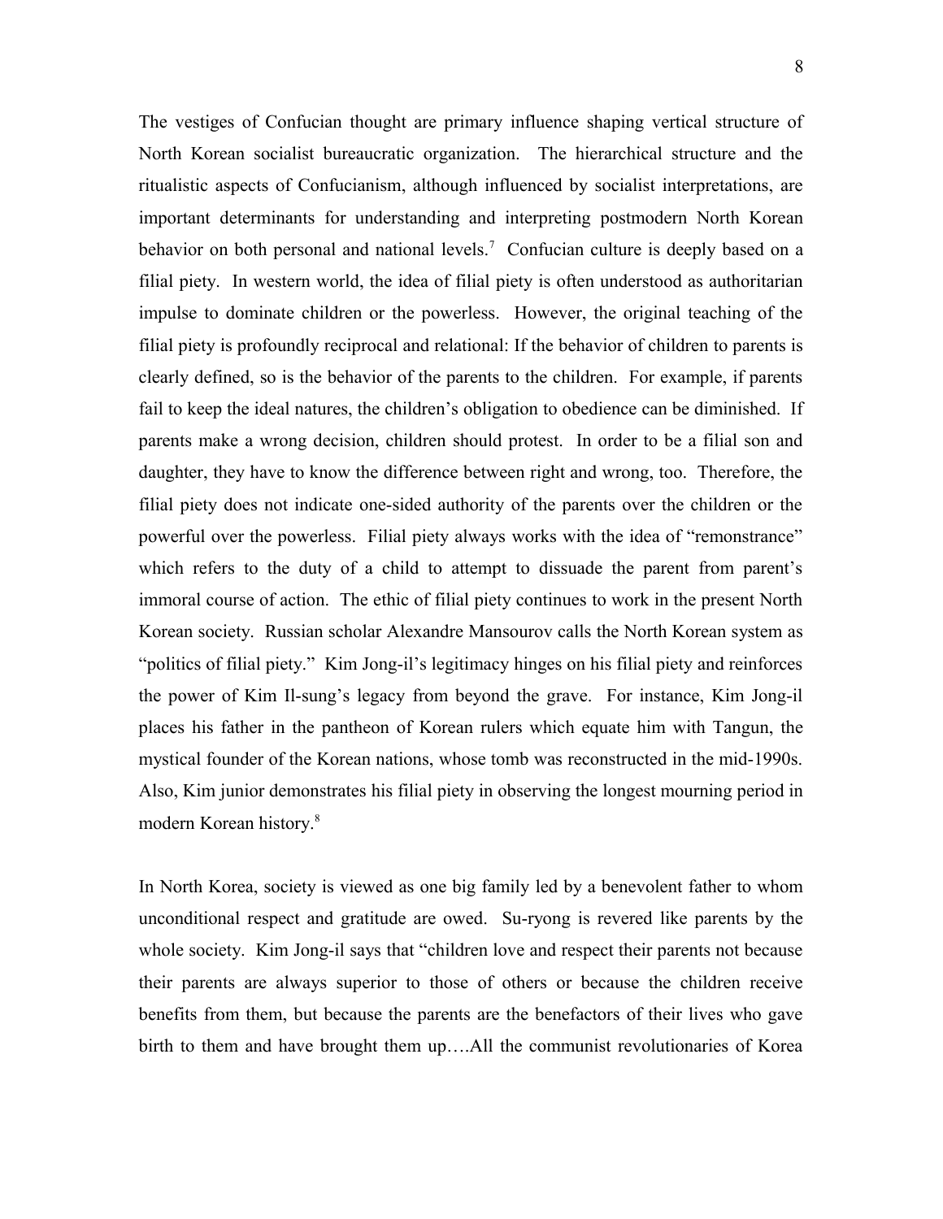The vestiges of Confucian thought are primary influence shaping vertical structure of North Korean socialist bureaucratic organization. The hierarchical structure and the ritualistic aspects of Confucianism, although influenced by socialist interpretations, are important determinants for understanding and interpreting postmodern North Korean behavior on both personal and national levels.[7] Confucian culture is deeply based on a filial piety. In western world, the idea of filial piety is often understood as authoritarian impulse to dominate children or the powerless. However, the original teaching of the filial piety is profoundly reciprocal and relational: If the behavior of children to parents is clearly defined, so is the behavior of the parents to the children. For example, if parents fail to keep the ideal natures, the children's obligation to obedience can be diminished. If parents make a wrong decision, children should protest. In order to be a filial son and daughter, they have to know the difference between right and wrong, too. Therefore, the filial piety does not indicate one-sided authority of the parents over the children or the powerful over the powerless. Filial piety always works with the idea of "remonstrance" which refers to the duty of a child to attempt to dissuade the parent from parent's immoral course of action. The ethic of filial piety continues to work in the present North Korean society. Russian scholar Alexandre Mansourov calls the North Korean system as "politics of filial piety." Kim Jong-il's legitimacy hinges on his filial piety and reinforces the power of Kim Il-sung's legacy from beyond the grave. For instance, Kim Jong-il places his father in the pantheon of Korean rulers which equate him with Tangun, the mystical founder of the Korean nations, whose tomb was reconstructed in the mid-1990s. Also, Kim junior demonstrates his filial piety in observing the longest mourning period in modern Korean history.[8]

In North Korea, society is viewed as one big family led by a benevolent father to whom unconditional respect and gratitude are owed. Su-ryong is revered like parents by the whole society. Kim Jong-il says that "children love and respect their parents not because their parents are always superior to those of others or because the children receive benefits from them, but because the parents are the benefactors of their lives who gave birth to them and have brought them up….All the communist revolutionaries of Korea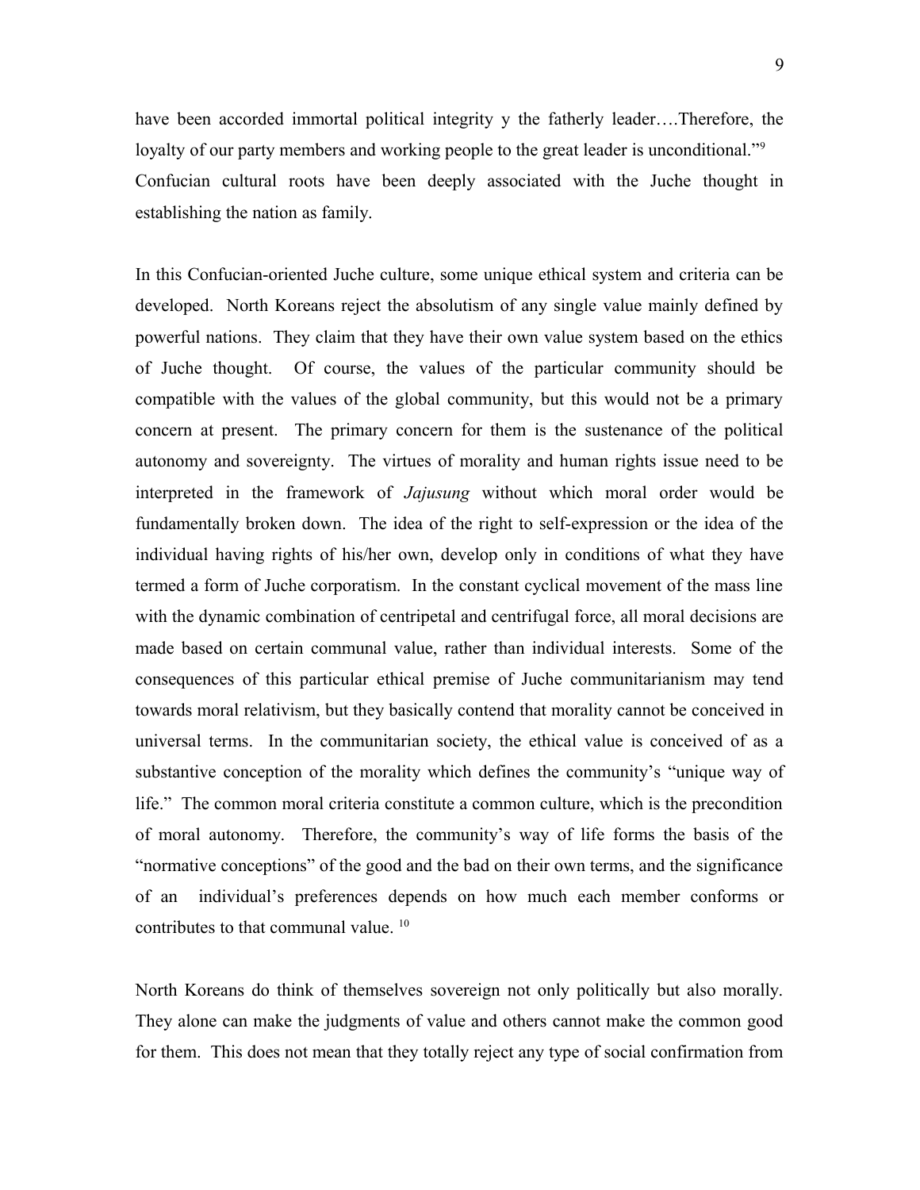have been accorded immortal political integrity y the fatherly leader….Therefore, the loyalty of our party members and working people to the great leader is unconditional."[9] Confucian cultural roots have been deeply associated with the Juche thought in establishing the nation as family.

In this Confucian-oriented Juche culture, some unique ethical system and criteria can be developed. North Koreans reject the absolutism of any single value mainly defined by powerful nations. They claim that they have their own value system based on the ethics of Juche thought. Of course, the values of the particular community should be compatible with the values of the global community, but this would not be a primary concern at present. The primary concern for them is the sustenance of the political autonomy and sovereignty. The virtues of morality and human rights issue need to be interpreted in the framework of *Jajusung* without which moral order would be fundamentally broken down. The idea of the right to self-expression or the idea of the individual having rights of his/her own, develop only in conditions of what they have termed a form of Juche corporatism. In the constant cyclical movement of the mass line with the dynamic combination of centripetal and centrifugal force, all moral decisions are made based on certain communal value, rather than individual interests. Some of the consequences of this particular ethical premise of Juche communitarianism may tend towards moral relativism, but they basically contend that morality cannot be conceived in universal terms. In the communitarian society, the ethical value is conceived of as a substantive conception of the morality which defines the community's "unique way of life." The common moral criteria constitute a common culture, which is the precondition of moral autonomy. Therefore, the community's way of life forms the basis of the "normative conceptions" of the good and the bad on their own terms, and the significance of an individual's preferences depends on how much each member conforms or contributes to that communal value. [10]

North Koreans do think of themselves sovereign not only politically but also morally. They alone can make the judgments of value and others cannot make the common good for them. This does not mean that they totally reject any type of social confirmation from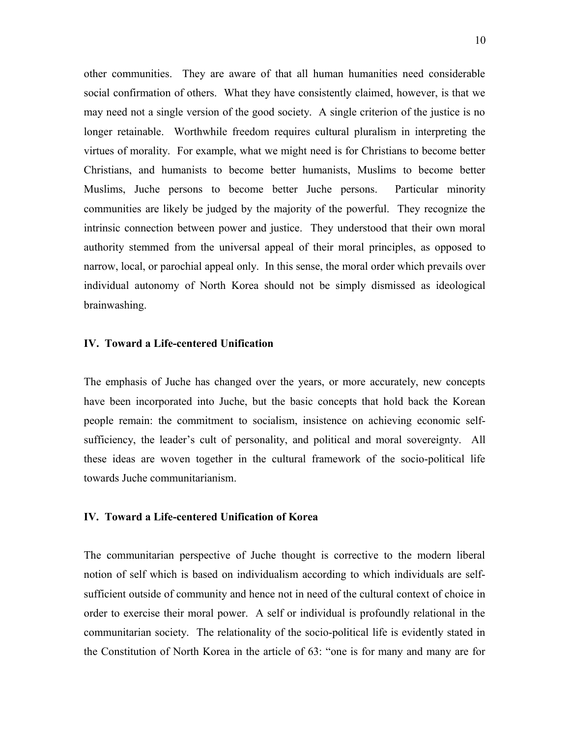other communities. They are aware of that all human humanities need considerable social confirmation of others. What they have consistently claimed, however, is that we may need not a single version of the good society. A single criterion of the justice is no longer retainable. Worthwhile freedom requires cultural pluralism in interpreting the virtues of morality. For example, what we might need is for Christians to become better Christians, and humanists to become better humanists, Muslims to become better Muslims, Juche persons to become better Juche persons. Particular minority communities are likely be judged by the majority of the powerful. They recognize the intrinsic connection between power and justice. They understood that their own moral authority stemmed from the universal appeal of their moral principles, as opposed to narrow, local, or parochial appeal only. In this sense, the moral order which prevails over individual autonomy of North Korea should not be simply dismissed as ideological brainwashing.

### IV. Toward a Life-centered Unification

The emphasis of Juche has changed over the years, or more accurately, new concepts have been incorporated into Juche, but the basic concepts that hold back the Korean people remain: the commitment to socialism, insistence on achieving economic self-sufficiency, the leader's cult of personality, and political and moral sovereignty. All these ideas are woven together in the cultural framework of the socio-political life towards Juche communitarianism.

### IV. Toward a Life-centered Unification of Korea

The communitarian perspective of Juche thought is corrective to the modern liberal notion of self which is based on individualism according to which individuals are self-sufficient outside of community and hence not in need of the cultural context of choice in order to exercise their moral power. A self or individual is profoundly relational in the communitarian society. The relationality of the socio-political life is evidently stated in the Constitution of North Korea in the article of 63: "one is for many and many are for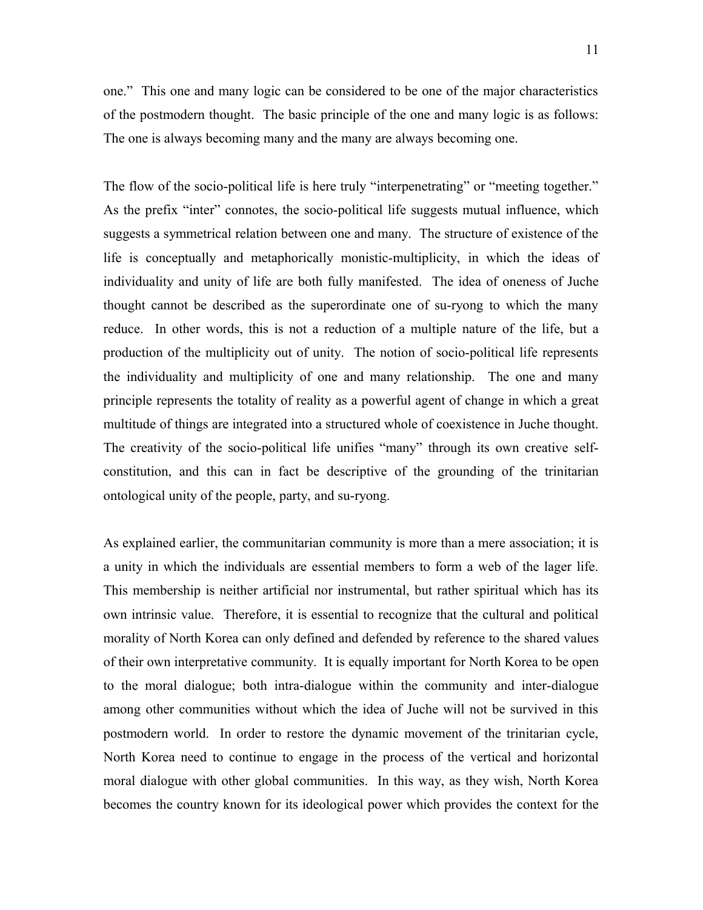one." This one and many logic can be considered to be one of the major characteristics of the postmodern thought. The basic principle of the one and many logic is as follows: The one is always becoming many and the many are always becoming one.

The flow of the socio-political life is here truly "interpenetrating" or "meeting together." As the prefix "inter" connotes, the socio-political life suggests mutual influence, which suggests a symmetrical relation between one and many. The structure of existence of the life is conceptually and metaphorically monistic-multiplicity, in which the ideas of individuality and unity of life are both fully manifested. The idea of oneness of Juche thought cannot be described as the superordinate one of su-ryong to which the many reduce. In other words, this is not a reduction of a multiple nature of the life, but a production of the multiplicity out of unity. The notion of socio-political life represents the individuality and multiplicity of one and many relationship. The one and many principle represents the totality of reality as a powerful agent of change in which a great multitude of things are integrated into a structured whole of coexistence in Juche thought. The creativity of the socio-political life unifies "many" through its own creative self-constitution, and this can in fact be descriptive of the grounding of the trinitarian ontological unity of the people, party, and su-ryong.

As explained earlier, the communitarian community is more than a mere association; it is a unity in which the individuals are essential members to form a web of the lager life. This membership is neither artificial nor instrumental, but rather spiritual which has its own intrinsic value. Therefore, it is essential to recognize that the cultural and political morality of North Korea can only defined and defended by reference to the shared values of their own interpretative community. It is equally important for North Korea to be open to the moral dialogue; both intra-dialogue within the community and inter-dialogue among other communities without which the idea of Juche will not be survived in this postmodern world. In order to restore the dynamic movement of the trinitarian cycle, North Korea need to continue to engage in the process of the vertical and horizontal moral dialogue with other global communities. In this way, as they wish, North Korea becomes the country known for its ideological power which provides the context for the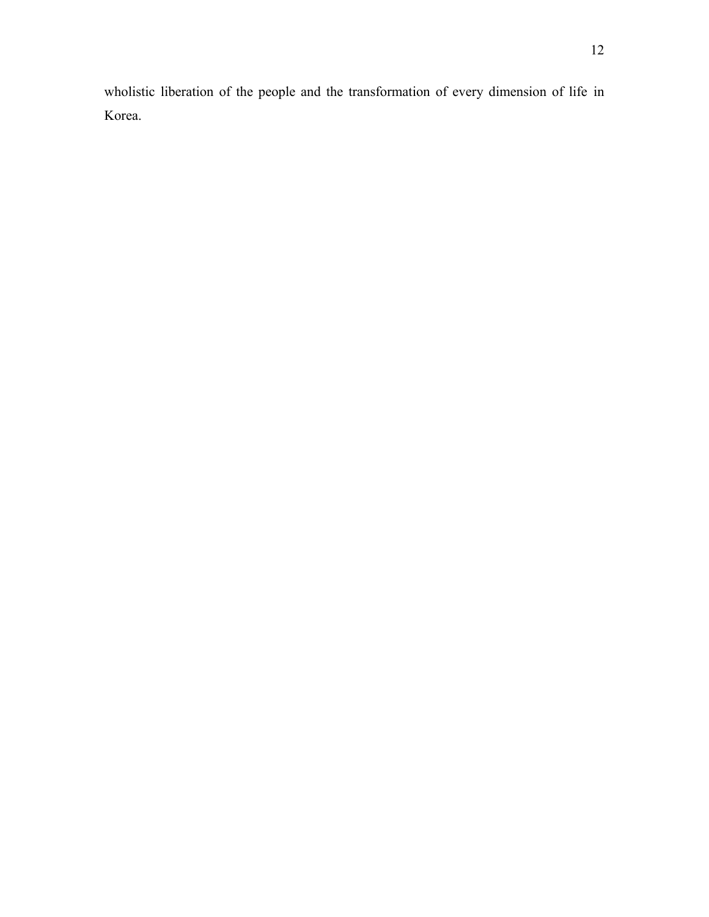wholistic liberation of the people and the transformation of every dimension of life in Korea.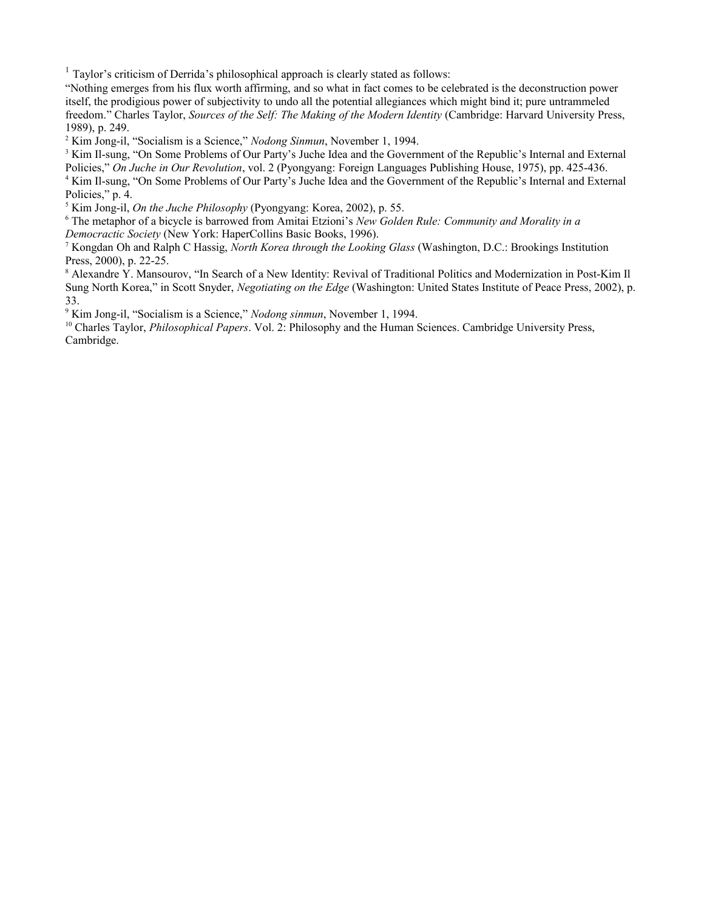[1] Taylor's criticism of Derrida's philosophical approach is clearly stated as follows:
"Nothing emerges from his flux worth affirming, and so what in fact comes to be celebrated is the deconstruction power itself, the prodigious power of subjectivity to undo all the potential allegiances which might bind it; pure untrammeled freedom." Charles Taylor, *Sources of the Self: The Making of the Modern Identity* (Cambridge: Harvard University Press, 1989), p. 249.

[2] Kim Jong-il, "Socialism is a Science," *Nodong Sinmun*, November 1, 1994.

[3] Kim Il-sung, "On Some Problems of Our Party's Juche Idea and the Government of the Republic's Internal and External Policies," *On Juche in Our Revolution*, vol. 2 (Pyongyang: Foreign Languages Publishing House, 1975), pp. 425-436.

[4] Kim Il-sung, "On Some Problems of Our Party's Juche Idea and the Government of the Republic's Internal and External Policies," p. 4.

[5] Kim Jong-il, *On the Juche Philosophy* (Pyongyang: Korea, 2002), p. 55.

[6] The metaphor of a bicycle is barrowed from Amitai Etzioni's *New Golden Rule: Community and Morality in a Democractic Society* (New York: HaperCollins Basic Books, 1996).

[7] Kongdan Oh and Ralph C Hassig, *North Korea through the Looking Glass* (Washington, D.C.: Brookings Institution Press, 2000), p. 22-25.

[8] Alexandre Y. Mansourov, "In Search of a New Identity: Revival of Traditional Politics and Modernization in Post-Kim Il Sung North Korea," in Scott Snyder, *Negotiating on the Edge* (Washington: United States Institute of Peace Press, 2002), p. 33.

[9] Kim Jong-il, "Socialism is a Science," *Nodong sinmun*, November 1, 1994.

[10] Charles Taylor, *Philosophical Papers*. Vol. 2: Philosophy and the Human Sciences. Cambridge University Press, Cambridge.